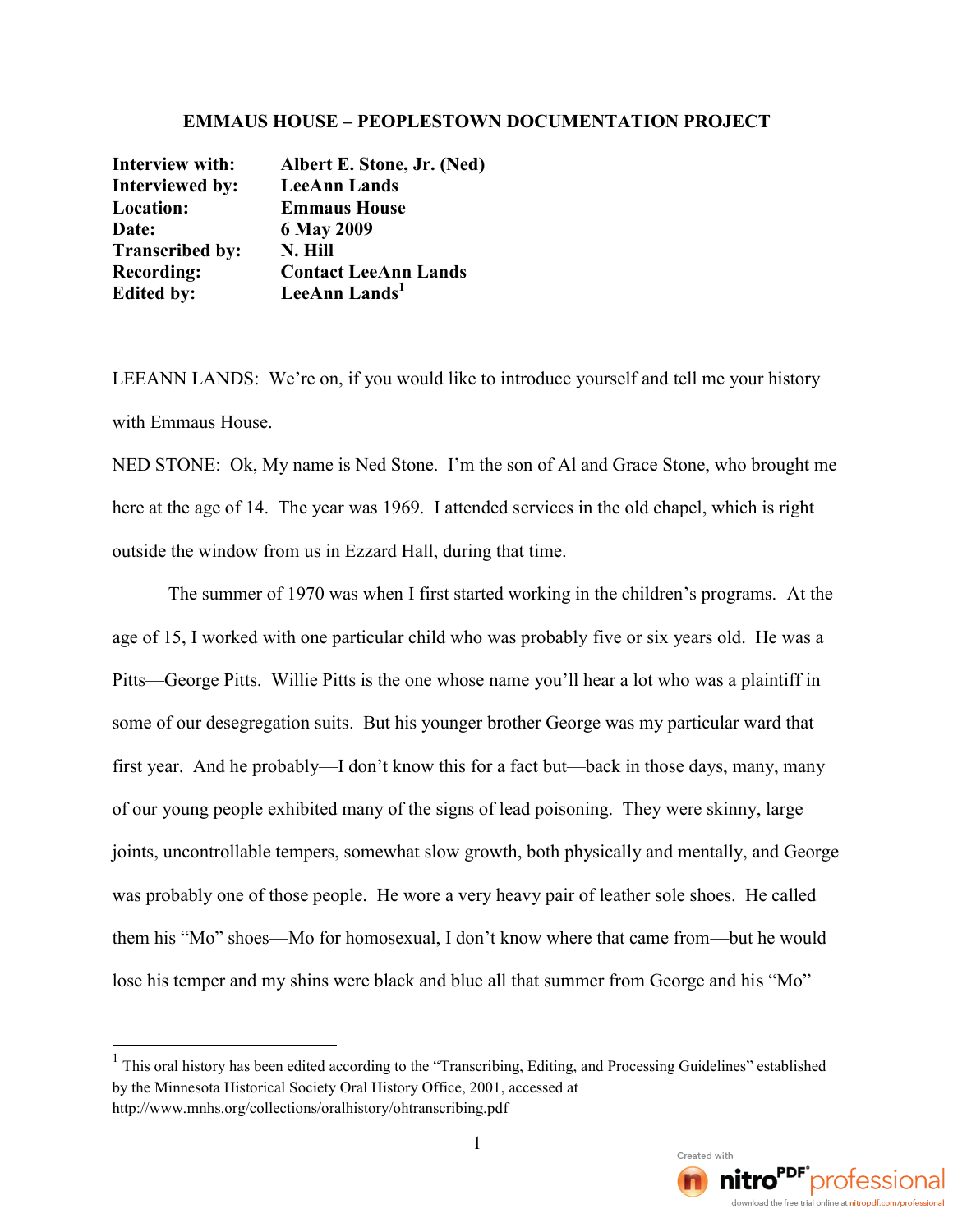**EMMAUS HOUSE – PEOPLESTOWN DOCUMENTATION PROJECT**

| | |
|---|---|
| **Interview with:** | **Albert E. Stone, Jr. (Ned)** |
| **Interviewed by:** | **LeeAnn Lands** |
| **Location:** | **Emmaus House** |
| **Date:** | **6 May 2009** |
| **Transcribed by:** | **N. Hill** |
| **Recording:** | **Contact LeeAnn Lands** |
| **Edited by:** | **LeeAnn Lands[1]** |

LEEANN LANDS: We're on, if you would like to introduce yourself and tell me your history with Emmaus House.

NED STONE: Ok, My name is Ned Stone. I'm the son of Al and Grace Stone, who brought me here at the age of 14. The year was 1969. I attended services in the old chapel, which is right outside the window from us in Ezzard Hall, during that time.

The summer of 1970 was when I first started working in the children's programs. At the age of 15, I worked with one particular child who was probably five or six years old. He was a Pitts—George Pitts. Willie Pitts is the one whose name you'll hear a lot who was a plaintiff in some of our desegregation suits. But his younger brother George was my particular ward that first year. And he probably—I don't know this for a fact but—back in those days, many, many of our young people exhibited many of the signs of lead poisoning. They were skinny, large joints, uncontrollable tempers, somewhat slow growth, both physically and mentally, and George was probably one of those people. He wore a very heavy pair of leather sole shoes. He called them his "Mo" shoes—Mo for homosexual, I don't know where that came from—but he would lose his temper and my shins were black and blue all that summer from George and his "Mo"

---

[1] This oral history has been edited according to the "Transcribing, Editing, and Processing Guidelines" established by the Minnesota Historical Society Oral History Office, 2001, accessed at http://www.mnhs.org/collections/oralhistory/ohtranscribing.pdf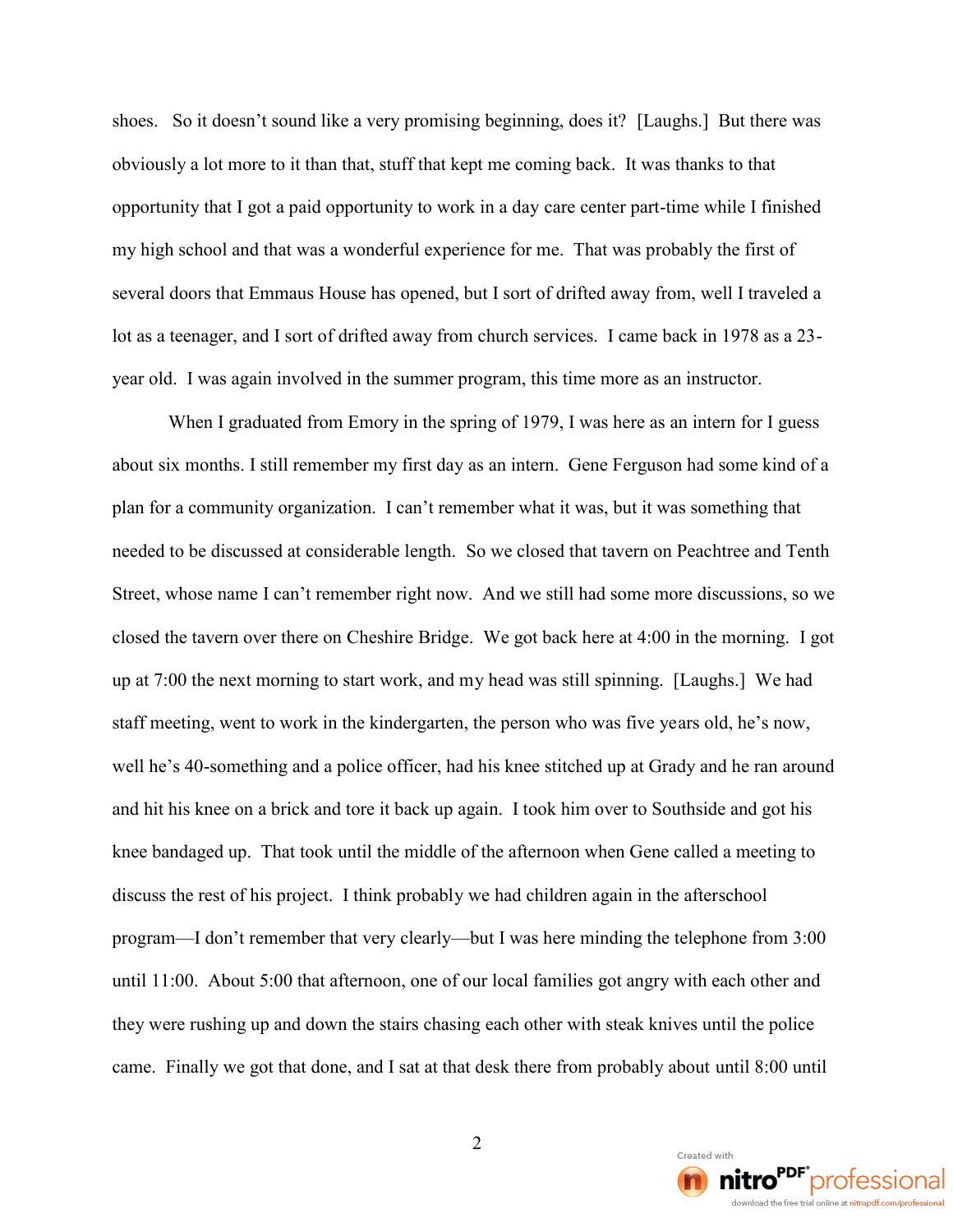shoes. So it doesn't sound like a very promising beginning, does it? [Laughs.] But there was obviously a lot more to it than that, stuff that kept me coming back. It was thanks to that opportunity that I got a paid opportunity to work in a day care center part-time while I finished my high school and that was a wonderful experience for me. That was probably the first of several doors that Emmaus House has opened, but I sort of drifted away from, well I traveled a lot as a teenager, and I sort of drifted away from church services. I came back in 1978 as a 23-year old. I was again involved in the summer program, this time more as an instructor.

When I graduated from Emory in the spring of 1979, I was here as an intern for I guess about six months. I still remember my first day as an intern. Gene Ferguson had some kind of a plan for a community organization. I can't remember what it was, but it was something that needed to be discussed at considerable length. So we closed that tavern on Peachtree and Tenth Street, whose name I can't remember right now. And we still had some more discussions, so we closed the tavern over there on Cheshire Bridge. We got back here at 4:00 in the morning. I got up at 7:00 the next morning to start work, and my head was still spinning. [Laughs.] We had staff meeting, went to work in the kindergarten, the person who was five years old, he's now, well he's 40-something and a police officer, had his knee stitched up at Grady and he ran around and hit his knee on a brick and tore it back up again. I took him over to Southside and got his knee bandaged up. That took until the middle of the afternoon when Gene called a meeting to discuss the rest of his project. I think probably we had children again in the afterschool program—I don't remember that very clearly—but I was here minding the telephone from 3:00 until 11:00. About 5:00 that afternoon, one of our local families got angry with each other and they were rushing up and down the stairs chasing each other with steak knives until the police came. Finally we got that done, and I sat at that desk there from probably about until 8:00 until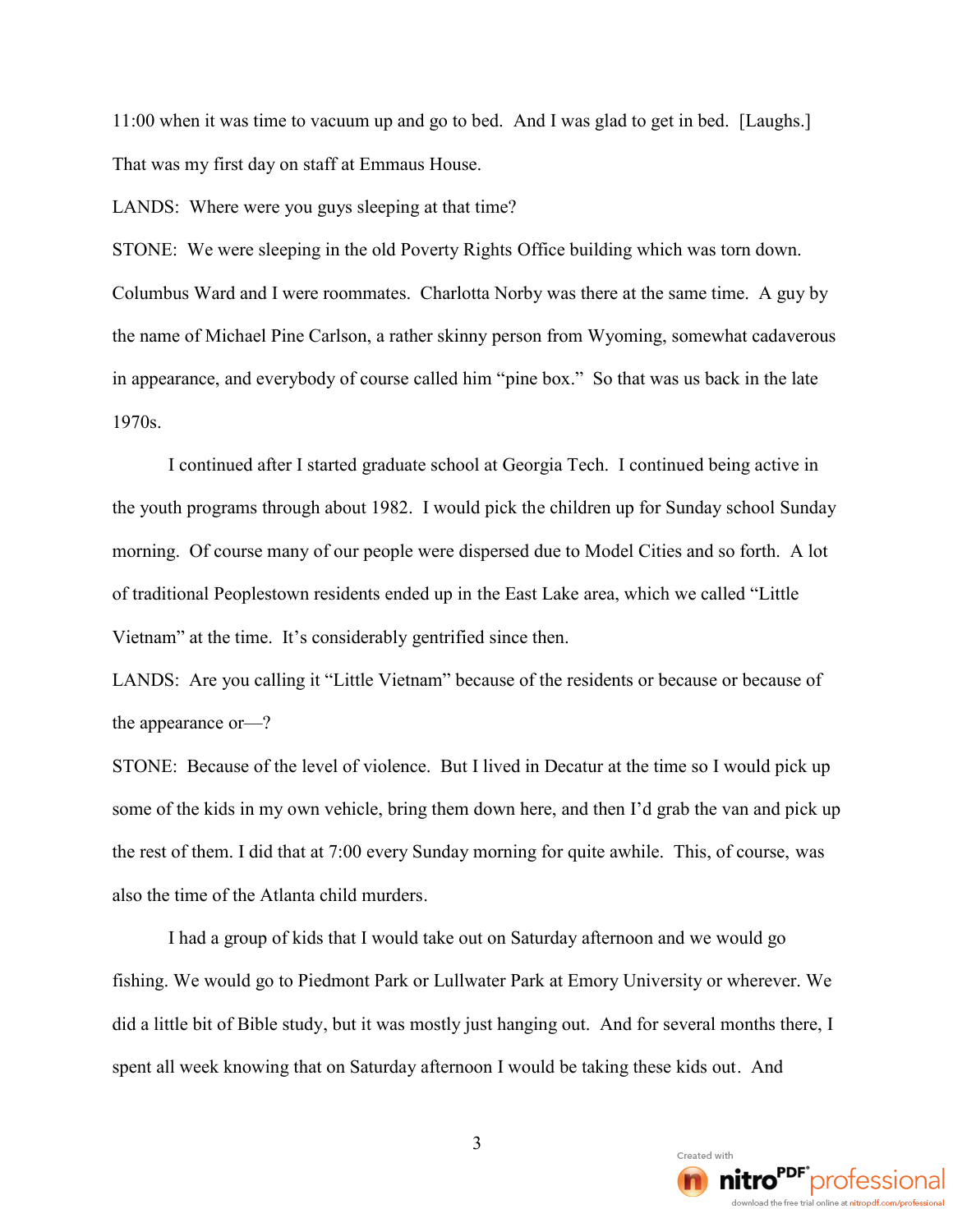11:00 when it was time to vacuum up and go to bed. And I was glad to get in bed. [Laughs.] That was my first day on staff at Emmaus House.

LANDS: Where were you guys sleeping at that time?

STONE: We were sleeping in the old Poverty Rights Office building which was torn down. Columbus Ward and I were roommates. Charlotta Norby was there at the same time. A guy by the name of Michael Pine Carlson, a rather skinny person from Wyoming, somewhat cadaverous in appearance, and everybody of course called him "pine box." So that was us back in the late 1970s.

I continued after I started graduate school at Georgia Tech. I continued being active in the youth programs through about 1982. I would pick the children up for Sunday school Sunday morning. Of course many of our people were dispersed due to Model Cities and so forth. A lot of traditional Peoplestown residents ended up in the East Lake area, which we called "Little Vietnam" at the time. It's considerably gentrified since then.

LANDS: Are you calling it "Little Vietnam" because of the residents or because or because of the appearance or—?

STONE: Because of the level of violence. But I lived in Decatur at the time so I would pick up some of the kids in my own vehicle, bring them down here, and then I'd grab the van and pick up the rest of them. I did that at 7:00 every Sunday morning for quite awhile. This, of course, was also the time of the Atlanta child murders.

I had a group of kids that I would take out on Saturday afternoon and we would go fishing. We would go to Piedmont Park or Lullwater Park at Emory University or wherever. We did a little bit of Bible study, but it was mostly just hanging out. And for several months there, I spent all week knowing that on Saturday afternoon I would be taking these kids out. And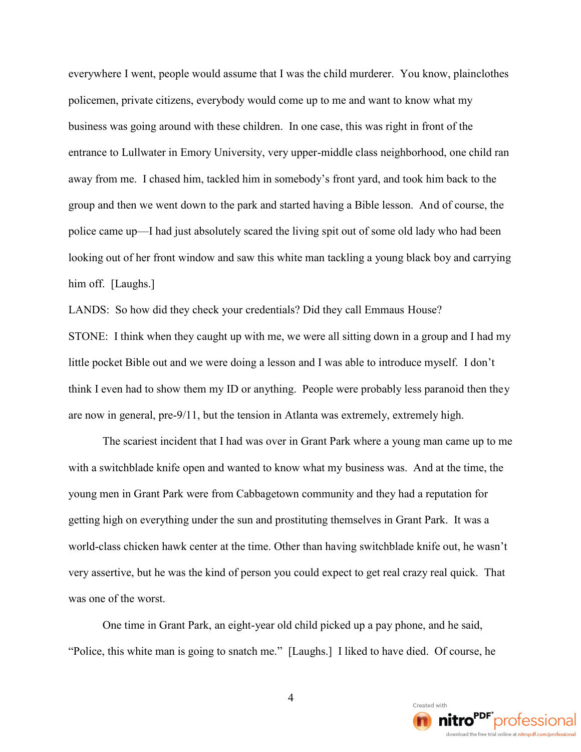everywhere I went, people would assume that I was the child murderer. You know, plainclothes policemen, private citizens, everybody would come up to me and want to know what my business was going around with these children. In one case, this was right in front of the entrance to Lullwater in Emory University, very upper-middle class neighborhood, one child ran away from me. I chased him, tackled him in somebody's front yard, and took him back to the group and then we went down to the park and started having a Bible lesson. And of course, the police came up—I had just absolutely scared the living spit out of some old lady who had been looking out of her front window and saw this white man tackling a young black boy and carrying him off. [Laughs.]

LANDS: So how did they check your credentials? Did they call Emmaus House?

STONE: I think when they caught up with me, we were all sitting down in a group and I had my little pocket Bible out and we were doing a lesson and I was able to introduce myself. I don't think I even had to show them my ID or anything. People were probably less paranoid then they are now in general, pre-9/11, but the tension in Atlanta was extremely, extremely high.

The scariest incident that I had was over in Grant Park where a young man came up to me with a switchblade knife open and wanted to know what my business was. And at the time, the young men in Grant Park were from Cabbagetown community and they had a reputation for getting high on everything under the sun and prostituting themselves in Grant Park. It was a world-class chicken hawk center at the time. Other than having switchblade knife out, he wasn't very assertive, but he was the kind of person you could expect to get real crazy real quick. That was one of the worst.

One time in Grant Park, an eight-year old child picked up a pay phone, and he said, "Police, this white man is going to snatch me." [Laughs.] I liked to have died. Of course, he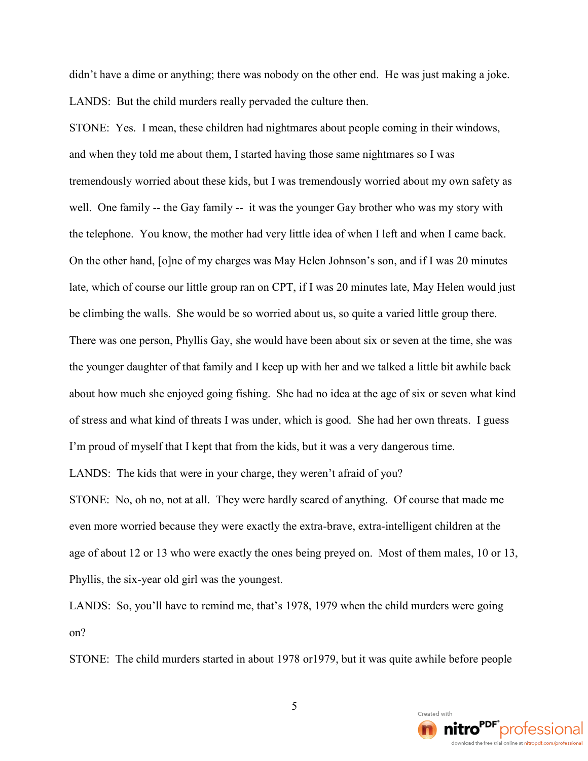didn't have a dime or anything; there was nobody on the other end. He was just making a joke.

LANDS: But the child murders really pervaded the culture then.

STONE: Yes. I mean, these children had nightmares about people coming in their windows, and when they told me about them, I started having those same nightmares so I was tremendously worried about these kids, but I was tremendously worried about my own safety as well. One family -- the Gay family -- it was the younger Gay brother who was my story with the telephone. You know, the mother had very little idea of when I left and when I came back. On the other hand, [o]ne of my charges was May Helen Johnson's son, and if I was 20 minutes late, which of course our little group ran on CPT, if I was 20 minutes late, May Helen would just be climbing the walls. She would be so worried about us, so quite a varied little group there. There was one person, Phyllis Gay, she would have been about six or seven at the time, she was the younger daughter of that family and I keep up with her and we talked a little bit awhile back about how much she enjoyed going fishing. She had no idea at the age of six or seven what kind of stress and what kind of threats I was under, which is good. She had her own threats. I guess I'm proud of myself that I kept that from the kids, but it was a very dangerous time.

LANDS: The kids that were in your charge, they weren't afraid of you?

STONE: No, oh no, not at all. They were hardly scared of anything. Of course that made me even more worried because they were exactly the extra-brave, extra-intelligent children at the age of about 12 or 13 who were exactly the ones being preyed on. Most of them males, 10 or 13, Phyllis, the six-year old girl was the youngest.

LANDS: So, you'll have to remind me, that's 1978, 1979 when the child murders were going on?

STONE: The child murders started in about 1978 or1979, but it was quite awhile before people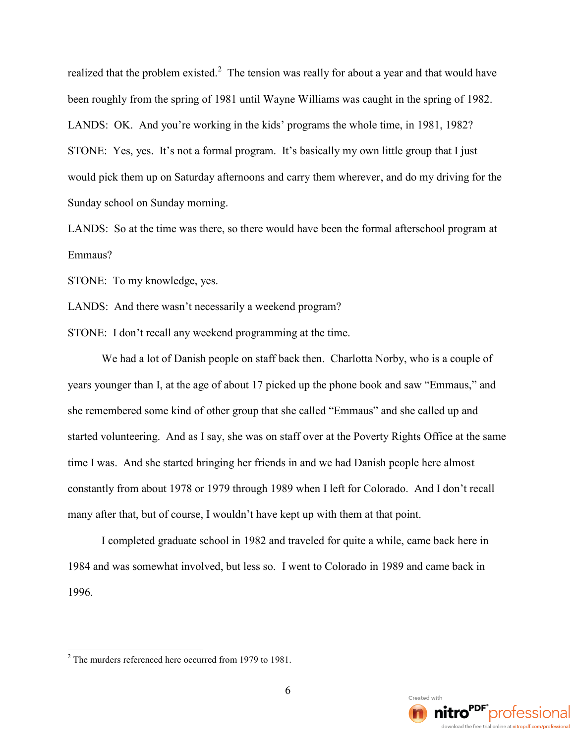realized that the problem existed.[2] The tension was really for about a year and that would have been roughly from the spring of 1981 until Wayne Williams was caught in the spring of 1982.

LANDS: OK. And you're working in the kids' programs the whole time, in 1981, 1982?

STONE: Yes, yes. It's not a formal program. It's basically my own little group that I just would pick them up on Saturday afternoons and carry them wherever, and do my driving for the Sunday school on Sunday morning.

LANDS: So at the time was there, so there would have been the formal afterschool program at Emmaus?

STONE: To my knowledge, yes.

LANDS: And there wasn't necessarily a weekend program?

STONE: I don't recall any weekend programming at the time.

We had a lot of Danish people on staff back then. Charlotta Norby, who is a couple of years younger than I, at the age of about 17 picked up the phone book and saw "Emmaus," and she remembered some kind of other group that she called "Emmaus" and she called up and started volunteering. And as I say, she was on staff over at the Poverty Rights Office at the same time I was. And she started bringing her friends in and we had Danish people here almost constantly from about 1978 or 1979 through 1989 when I left for Colorado. And I don't recall many after that, but of course, I wouldn't have kept up with them at that point.

I completed graduate school in 1982 and traveled for quite a while, came back here in 1984 and was somewhat involved, but less so. I went to Colorado in 1989 and came back in 1996.

---

[2] The murders referenced here occurred from 1979 to 1981.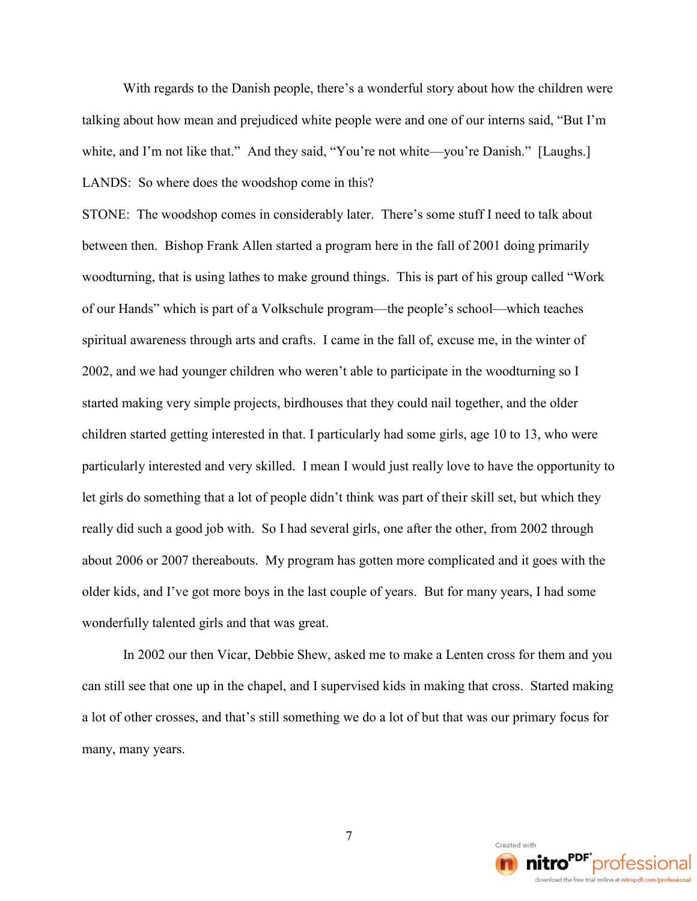With regards to the Danish people, there's a wonderful story about how the children were talking about how mean and prejudiced white people were and one of our interns said, "But I'm white, and I'm not like that." And they said, "You're not white—you're Danish." [Laughs.]

LANDS: So where does the woodshop come in this?

STONE: The woodshop comes in considerably later. There's some stuff I need to talk about between then. Bishop Frank Allen started a program here in the fall of 2001 doing primarily woodturning, that is using lathes to make ground things. This is part of his group called "Work of our Hands" which is part of a Volkschule program—the people's school—which teaches spiritual awareness through arts and crafts. I came in the fall of, excuse me, in the winter of 2002, and we had younger children who weren't able to participate in the woodturning so I started making very simple projects, birdhouses that they could nail together, and the older children started getting interested in that. I particularly had some girls, age 10 to 13, who were particularly interested and very skilled. I mean I would just really love to have the opportunity to let girls do something that a lot of people didn't think was part of their skill set, but which they really did such a good job with. So I had several girls, one after the other, from 2002 through about 2006 or 2007 thereabouts. My program has gotten more complicated and it goes with the older kids, and I've got more boys in the last couple of years. But for many years, I had some wonderfully talented girls and that was great.

In 2002 our then Vicar, Debbie Shew, asked me to make a Lenten cross for them and you can still see that one up in the chapel, and I supervised kids in making that cross. Started making a lot of other crosses, and that's still something we do a lot of but that was our primary focus for many, many years.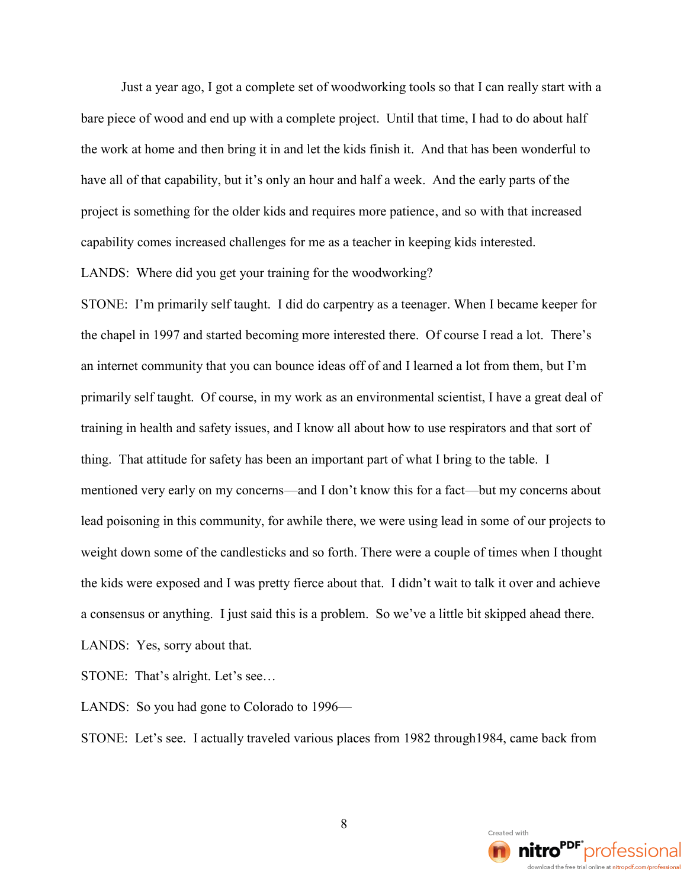Just a year ago, I got a complete set of woodworking tools so that I can really start with a bare piece of wood and end up with a complete project. Until that time, I had to do about half the work at home and then bring it in and let the kids finish it. And that has been wonderful to have all of that capability, but it's only an hour and half a week. And the early parts of the project is something for the older kids and requires more patience, and so with that increased capability comes increased challenges for me as a teacher in keeping kids interested.

LANDS: Where did you get your training for the woodworking?

STONE: I'm primarily self taught. I did do carpentry as a teenager. When I became keeper for the chapel in 1997 and started becoming more interested there. Of course I read a lot. There's an internet community that you can bounce ideas off of and I learned a lot from them, but I'm primarily self taught. Of course, in my work as an environmental scientist, I have a great deal of training in health and safety issues, and I know all about how to use respirators and that sort of thing. That attitude for safety has been an important part of what I bring to the table. I mentioned very early on my concerns—and I don't know this for a fact—but my concerns about lead poisoning in this community, for awhile there, we were using lead in some of our projects to weight down some of the candlesticks and so forth. There were a couple of times when I thought the kids were exposed and I was pretty fierce about that. I didn't wait to talk it over and achieve a consensus or anything. I just said this is a problem. So we've a little bit skipped ahead there.

LANDS: Yes, sorry about that.

STONE: That's alright. Let's see…

LANDS: So you had gone to Colorado to 1996—

STONE: Let's see. I actually traveled various places from 1982 through1984, came back from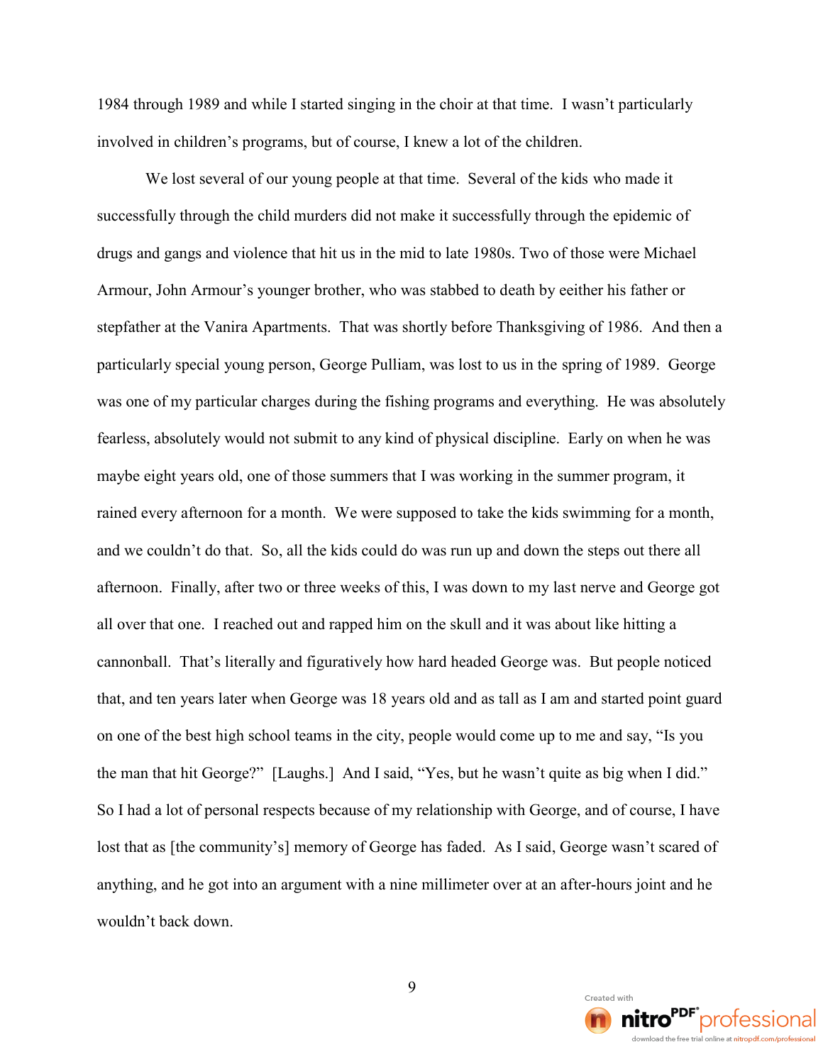1984 through 1989 and while I started singing in the choir at that time. I wasn't particularly involved in children's programs, but of course, I knew a lot of the children.

We lost several of our young people at that time. Several of the kids who made it successfully through the child murders did not make it successfully through the epidemic of drugs and gangs and violence that hit us in the mid to late 1980s. Two of those were Michael Armour, John Armour's younger brother, who was stabbed to death by eeither his father or stepfather at the Vanira Apartments. That was shortly before Thanksgiving of 1986. And then a particularly special young person, George Pulliam, was lost to us in the spring of 1989. George was one of my particular charges during the fishing programs and everything. He was absolutely fearless, absolutely would not submit to any kind of physical discipline. Early on when he was maybe eight years old, one of those summers that I was working in the summer program, it rained every afternoon for a month. We were supposed to take the kids swimming for a month, and we couldn't do that. So, all the kids could do was run up and down the steps out there all afternoon. Finally, after two or three weeks of this, I was down to my last nerve and George got all over that one. I reached out and rapped him on the skull and it was about like hitting a cannonball. That's literally and figuratively how hard headed George was. But people noticed that, and ten years later when George was 18 years old and as tall as I am and started point guard on one of the best high school teams in the city, people would come up to me and say, "Is you the man that hit George?" [Laughs.] And I said, "Yes, but he wasn't quite as big when I did." So I had a lot of personal respects because of my relationship with George, and of course, I have lost that as [the community's] memory of George has faded. As I said, George wasn't scared of anything, and he got into an argument with a nine millimeter over at an after-hours joint and he wouldn't back down.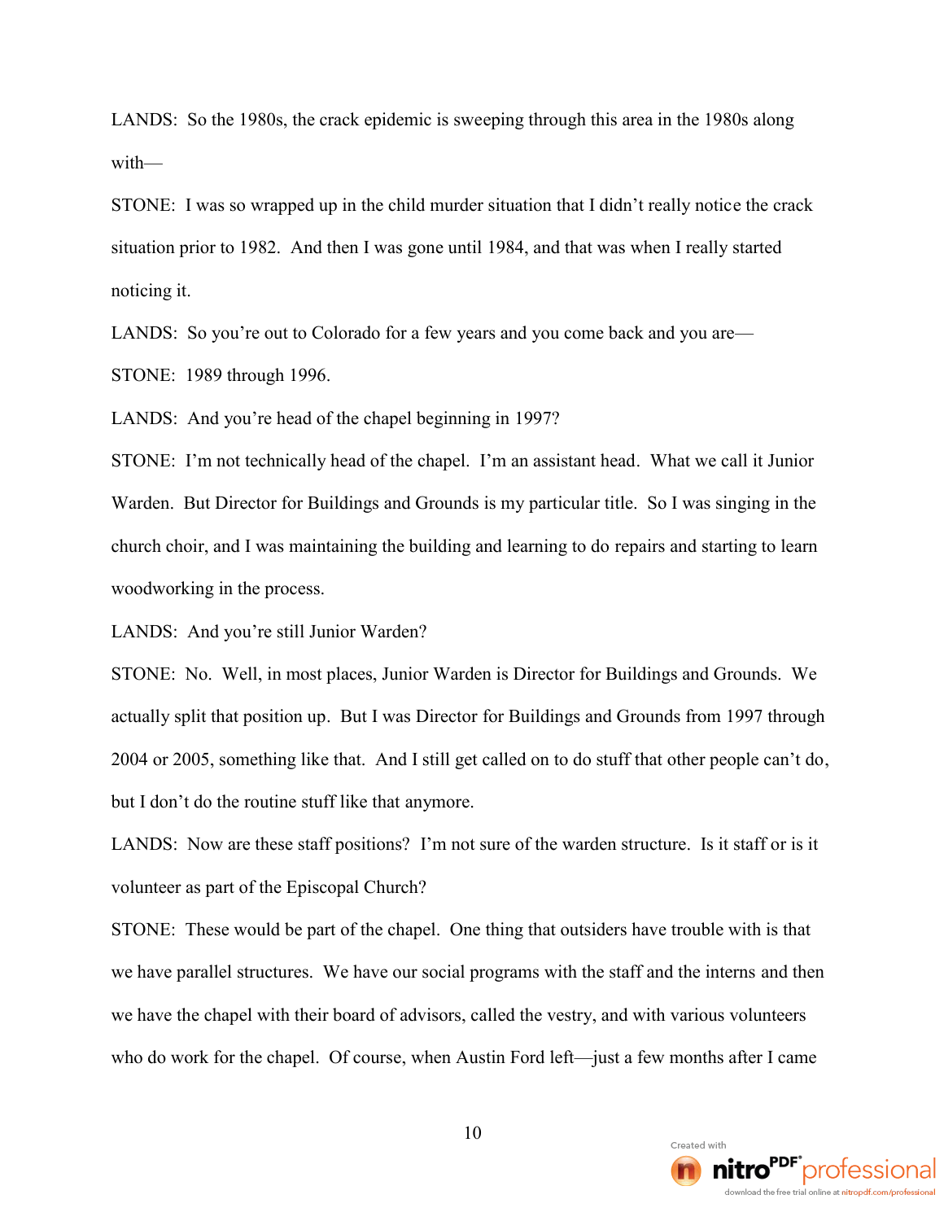LANDS: So the 1980s, the crack epidemic is sweeping through this area in the 1980s along with—

STONE: I was so wrapped up in the child murder situation that I didn't really notice the crack situation prior to 1982. And then I was gone until 1984, and that was when I really started noticing it.

LANDS: So you're out to Colorado for a few years and you come back and you are—

STONE: 1989 through 1996.

LANDS: And you're head of the chapel beginning in 1997?

STONE: I'm not technically head of the chapel. I'm an assistant head. What we call it Junior Warden. But Director for Buildings and Grounds is my particular title. So I was singing in the church choir, and I was maintaining the building and learning to do repairs and starting to learn woodworking in the process.

LANDS: And you're still Junior Warden?

STONE: No. Well, in most places, Junior Warden is Director for Buildings and Grounds. We actually split that position up. But I was Director for Buildings and Grounds from 1997 through 2004 or 2005, something like that. And I still get called on to do stuff that other people can't do, but I don't do the routine stuff like that anymore.

LANDS: Now are these staff positions? I'm not sure of the warden structure. Is it staff or is it volunteer as part of the Episcopal Church?

STONE: These would be part of the chapel. One thing that outsiders have trouble with is that we have parallel structures. We have our social programs with the staff and the interns and then we have the chapel with their board of advisors, called the vestry, and with various volunteers who do work for the chapel. Of course, when Austin Ford left—just a few months after I came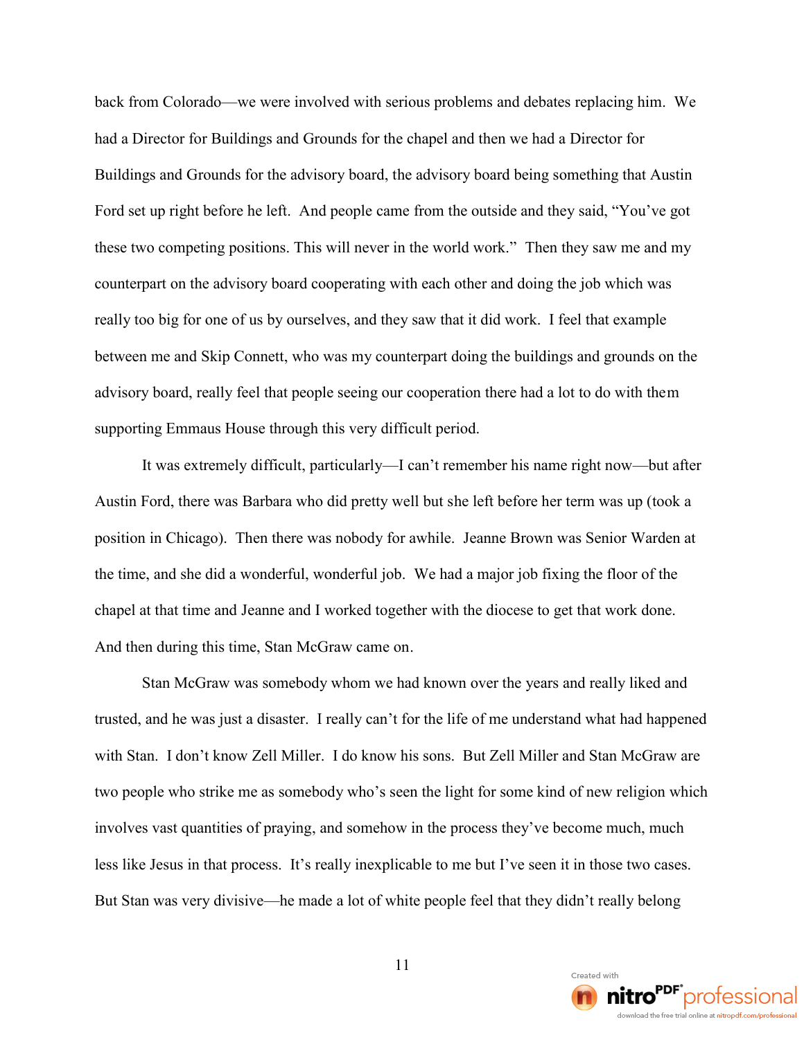back from Colorado—we were involved with serious problems and debates replacing him. We had a Director for Buildings and Grounds for the chapel and then we had a Director for Buildings and Grounds for the advisory board, the advisory board being something that Austin Ford set up right before he left. And people came from the outside and they said, "You've got these two competing positions. This will never in the world work." Then they saw me and my counterpart on the advisory board cooperating with each other and doing the job which was really too big for one of us by ourselves, and they saw that it did work. I feel that example between me and Skip Connett, who was my counterpart doing the buildings and grounds on the advisory board, really feel that people seeing our cooperation there had a lot to do with them supporting Emmaus House through this very difficult period.

It was extremely difficult, particularly—I can't remember his name right now—but after Austin Ford, there was Barbara who did pretty well but she left before her term was up (took a position in Chicago). Then there was nobody for awhile. Jeanne Brown was Senior Warden at the time, and she did a wonderful, wonderful job. We had a major job fixing the floor of the chapel at that time and Jeanne and I worked together with the diocese to get that work done. And then during this time, Stan McGraw came on.

Stan McGraw was somebody whom we had known over the years and really liked and trusted, and he was just a disaster. I really can't for the life of me understand what had happened with Stan. I don't know Zell Miller. I do know his sons. But Zell Miller and Stan McGraw are two people who strike me as somebody who's seen the light for some kind of new religion which involves vast quantities of praying, and somehow in the process they've become much, much less like Jesus in that process. It's really inexplicable to me but I've seen it in those two cases. But Stan was very divisive—he made a lot of white people feel that they didn't really belong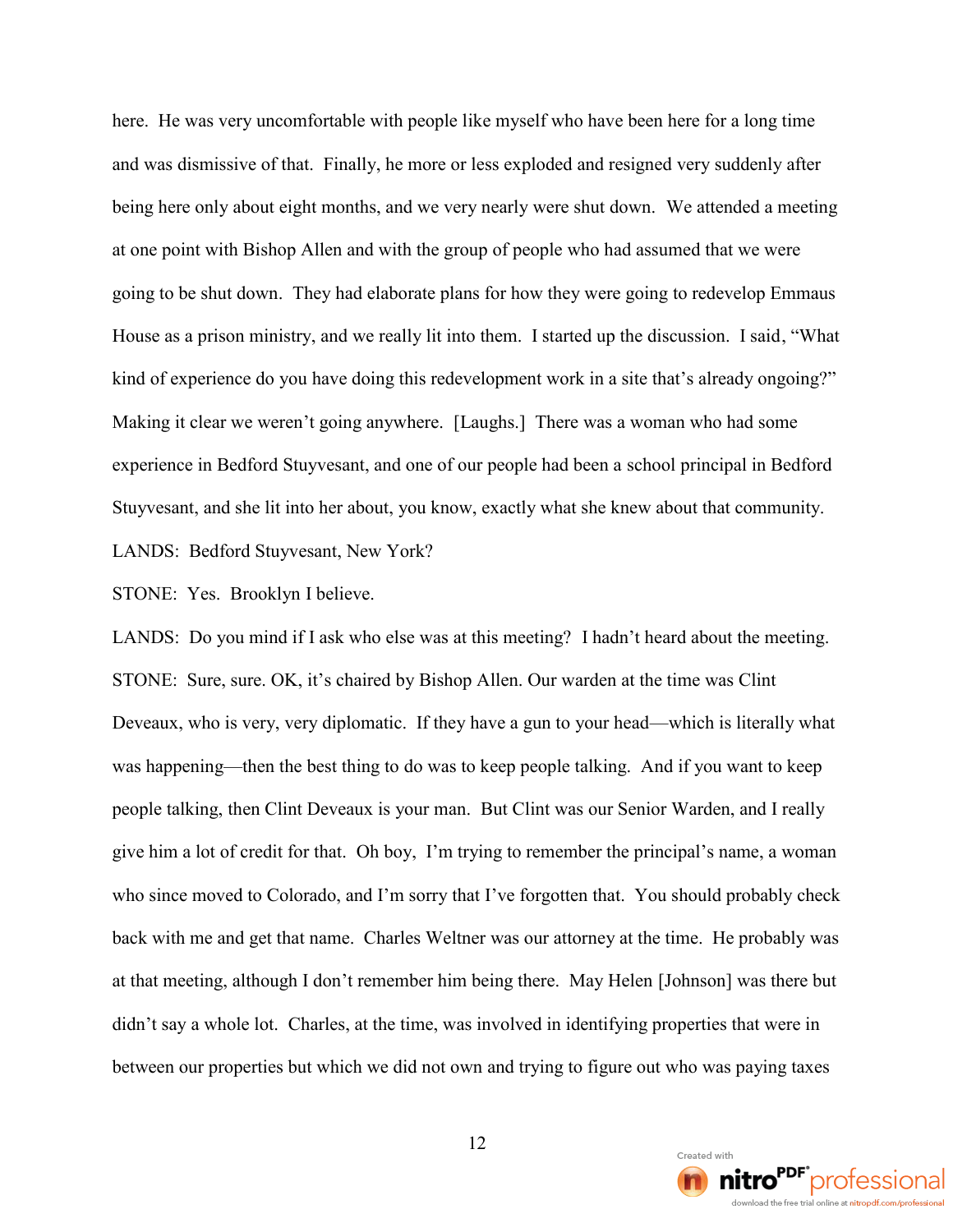here. He was very uncomfortable with people like myself who have been here for a long time and was dismissive of that. Finally, he more or less exploded and resigned very suddenly after being here only about eight months, and we very nearly were shut down. We attended a meeting at one point with Bishop Allen and with the group of people who had assumed that we were going to be shut down. They had elaborate plans for how they were going to redevelop Emmaus House as a prison ministry, and we really lit into them. I started up the discussion. I said, "What kind of experience do you have doing this redevelopment work in a site that's already ongoing?" Making it clear we weren't going anywhere. [Laughs.] There was a woman who had some experience in Bedford Stuyvesant, and one of our people had been a school principal in Bedford Stuyvesant, and she lit into her about, you know, exactly what she knew about that community.

LANDS: Bedford Stuyvesant, New York?

STONE: Yes. Brooklyn I believe.

LANDS: Do you mind if I ask who else was at this meeting? I hadn't heard about the meeting.

STONE: Sure, sure. OK, it's chaired by Bishop Allen. Our warden at the time was Clint Deveaux, who is very, very diplomatic. If they have a gun to your head—which is literally what was happening—then the best thing to do was to keep people talking. And if you want to keep people talking, then Clint Deveaux is your man. But Clint was our Senior Warden, and I really give him a lot of credit for that. Oh boy, I'm trying to remember the principal's name, a woman who since moved to Colorado, and I'm sorry that I've forgotten that. You should probably check back with me and get that name. Charles Weltner was our attorney at the time. He probably was at that meeting, although I don't remember him being there. May Helen [Johnson] was there but didn't say a whole lot. Charles, at the time, was involved in identifying properties that were in between our properties but which we did not own and trying to figure out who was paying taxes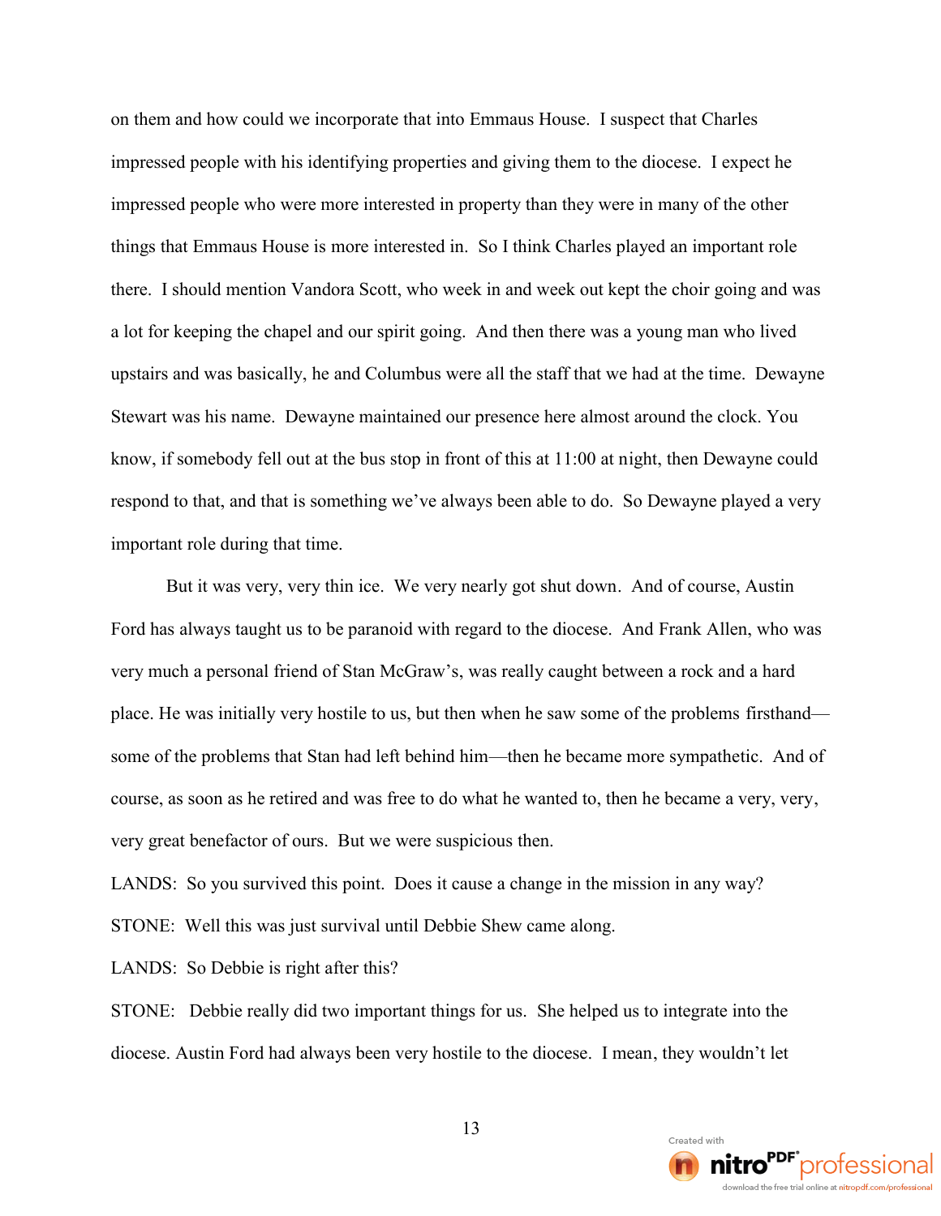on them and how could we incorporate that into Emmaus House. I suspect that Charles impressed people with his identifying properties and giving them to the diocese. I expect he impressed people who were more interested in property than they were in many of the other things that Emmaus House is more interested in. So I think Charles played an important role there. I should mention Vandora Scott, who week in and week out kept the choir going and was a lot for keeping the chapel and our spirit going. And then there was a young man who lived upstairs and was basically, he and Columbus were all the staff that we had at the time. Dewayne Stewart was his name. Dewayne maintained our presence here almost around the clock. You know, if somebody fell out at the bus stop in front of this at 11:00 at night, then Dewayne could respond to that, and that is something we've always been able to do. So Dewayne played a very important role during that time.

But it was very, very thin ice. We very nearly got shut down. And of course, Austin Ford has always taught us to be paranoid with regard to the diocese. And Frank Allen, who was very much a personal friend of Stan McGraw's, was really caught between a rock and a hard place. He was initially very hostile to us, but then when he saw some of the problems firsthand—some of the problems that Stan had left behind him—then he became more sympathetic. And of course, as soon as he retired and was free to do what he wanted to, then he became a very, very, very great benefactor of ours. But we were suspicious then.

LANDS: So you survived this point. Does it cause a change in the mission in any way?

STONE: Well this was just survival until Debbie Shew came along.

LANDS: So Debbie is right after this?

STONE: Debbie really did two important things for us. She helped us to integrate into the diocese. Austin Ford had always been very hostile to the diocese. I mean, they wouldn't let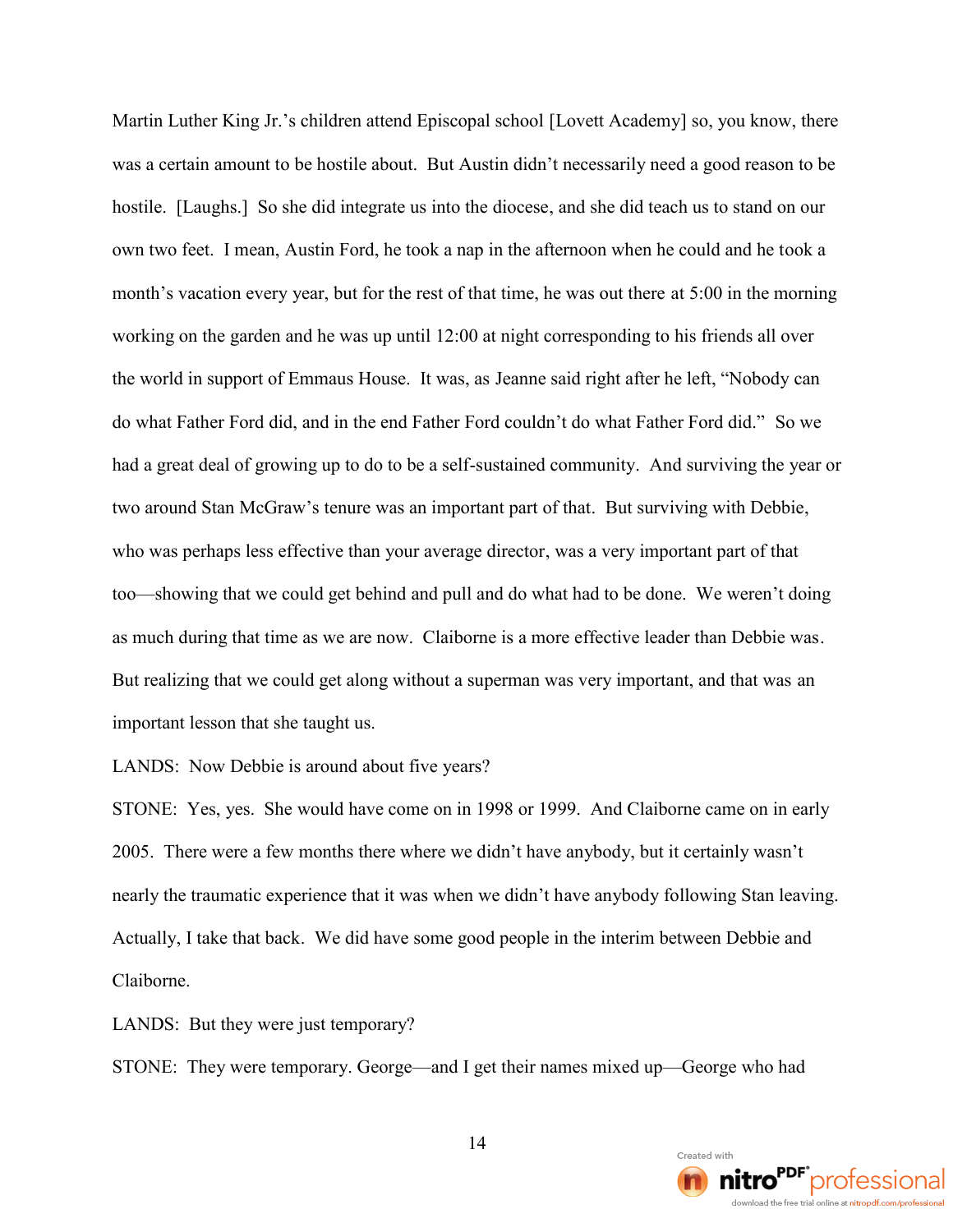Martin Luther King Jr.'s children attend Episcopal school [Lovett Academy] so, you know, there was a certain amount to be hostile about. But Austin didn't necessarily need a good reason to be hostile. [Laughs.] So she did integrate us into the diocese, and she did teach us to stand on our own two feet. I mean, Austin Ford, he took a nap in the afternoon when he could and he took a month's vacation every year, but for the rest of that time, he was out there at 5:00 in the morning working on the garden and he was up until 12:00 at night corresponding to his friends all over the world in support of Emmaus House. It was, as Jeanne said right after he left, "Nobody can do what Father Ford did, and in the end Father Ford couldn't do what Father Ford did." So we had a great deal of growing up to do to be a self-sustained community. And surviving the year or two around Stan McGraw's tenure was an important part of that. But surviving with Debbie, who was perhaps less effective than your average director, was a very important part of that too—showing that we could get behind and pull and do what had to be done. We weren't doing as much during that time as we are now. Claiborne is a more effective leader than Debbie was. But realizing that we could get along without a superman was very important, and that was an important lesson that she taught us.

LANDS: Now Debbie is around about five years?

STONE: Yes, yes. She would have come on in 1998 or 1999. And Claiborne came on in early 2005. There were a few months there where we didn't have anybody, but it certainly wasn't nearly the traumatic experience that it was when we didn't have anybody following Stan leaving. Actually, I take that back. We did have some good people in the interim between Debbie and Claiborne.

LANDS: But they were just temporary?

STONE: They were temporary. George—and I get their names mixed up—George who had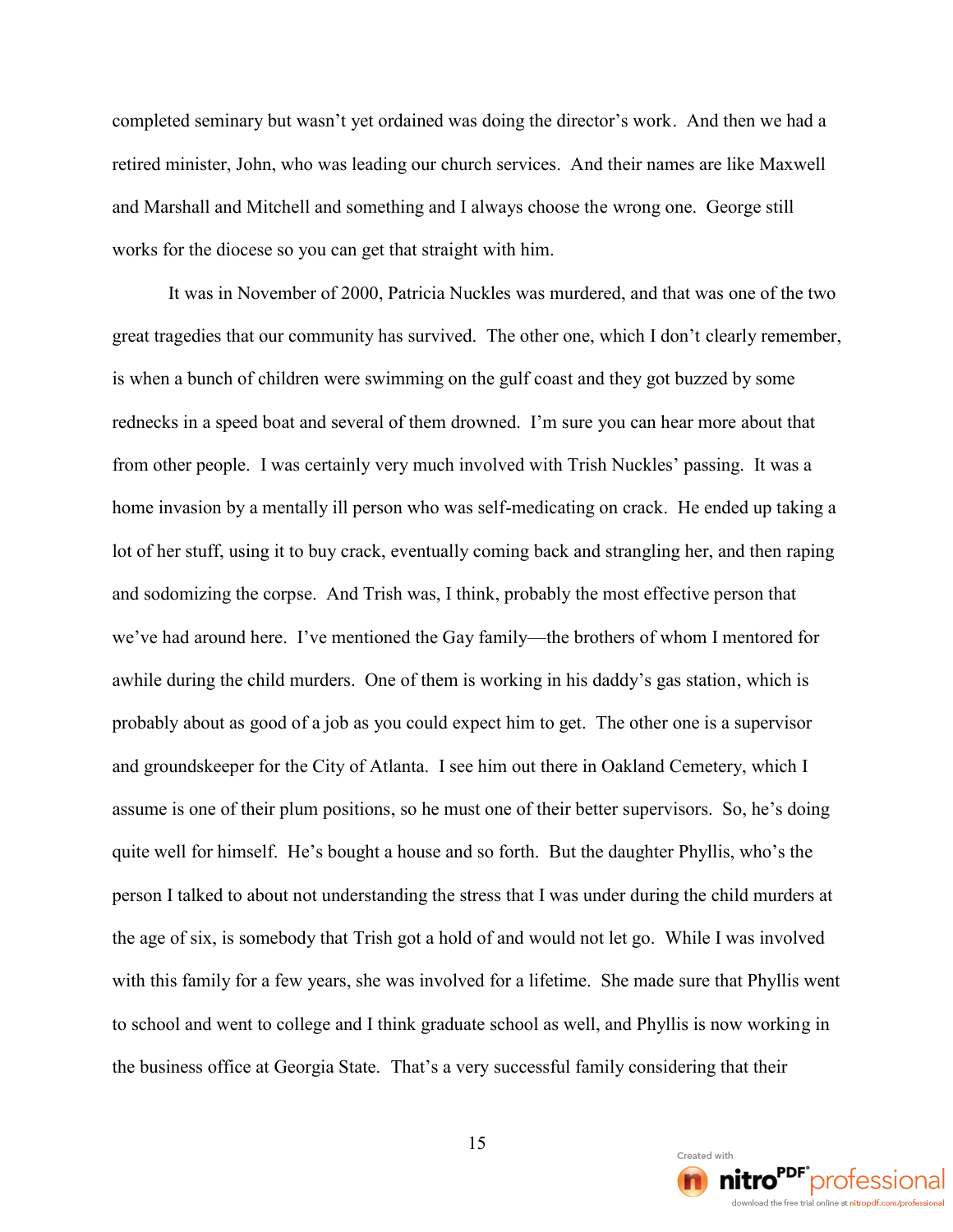completed seminary but wasn't yet ordained was doing the director's work. And then we had a retired minister, John, who was leading our church services. And their names are like Maxwell and Marshall and Mitchell and something and I always choose the wrong one. George still works for the diocese so you can get that straight with him.

It was in November of 2000, Patricia Nuckles was murdered, and that was one of the two great tragedies that our community has survived. The other one, which I don't clearly remember, is when a bunch of children were swimming on the gulf coast and they got buzzed by some rednecks in a speed boat and several of them drowned. I'm sure you can hear more about that from other people. I was certainly very much involved with Trish Nuckles' passing. It was a home invasion by a mentally ill person who was self-medicating on crack. He ended up taking a lot of her stuff, using it to buy crack, eventually coming back and strangling her, and then raping and sodomizing the corpse. And Trish was, I think, probably the most effective person that we've had around here. I've mentioned the Gay family—the brothers of whom I mentored for awhile during the child murders. One of them is working in his daddy's gas station, which is probably about as good of a job as you could expect him to get. The other one is a supervisor and groundskeeper for the City of Atlanta. I see him out there in Oakland Cemetery, which I assume is one of their plum positions, so he must one of their better supervisors. So, he's doing quite well for himself. He's bought a house and so forth. But the daughter Phyllis, who's the person I talked to about not understanding the stress that I was under during the child murders at the age of six, is somebody that Trish got a hold of and would not let go. While I was involved with this family for a few years, she was involved for a lifetime. She made sure that Phyllis went to school and went to college and I think graduate school as well, and Phyllis is now working in the business office at Georgia State. That's a very successful family considering that their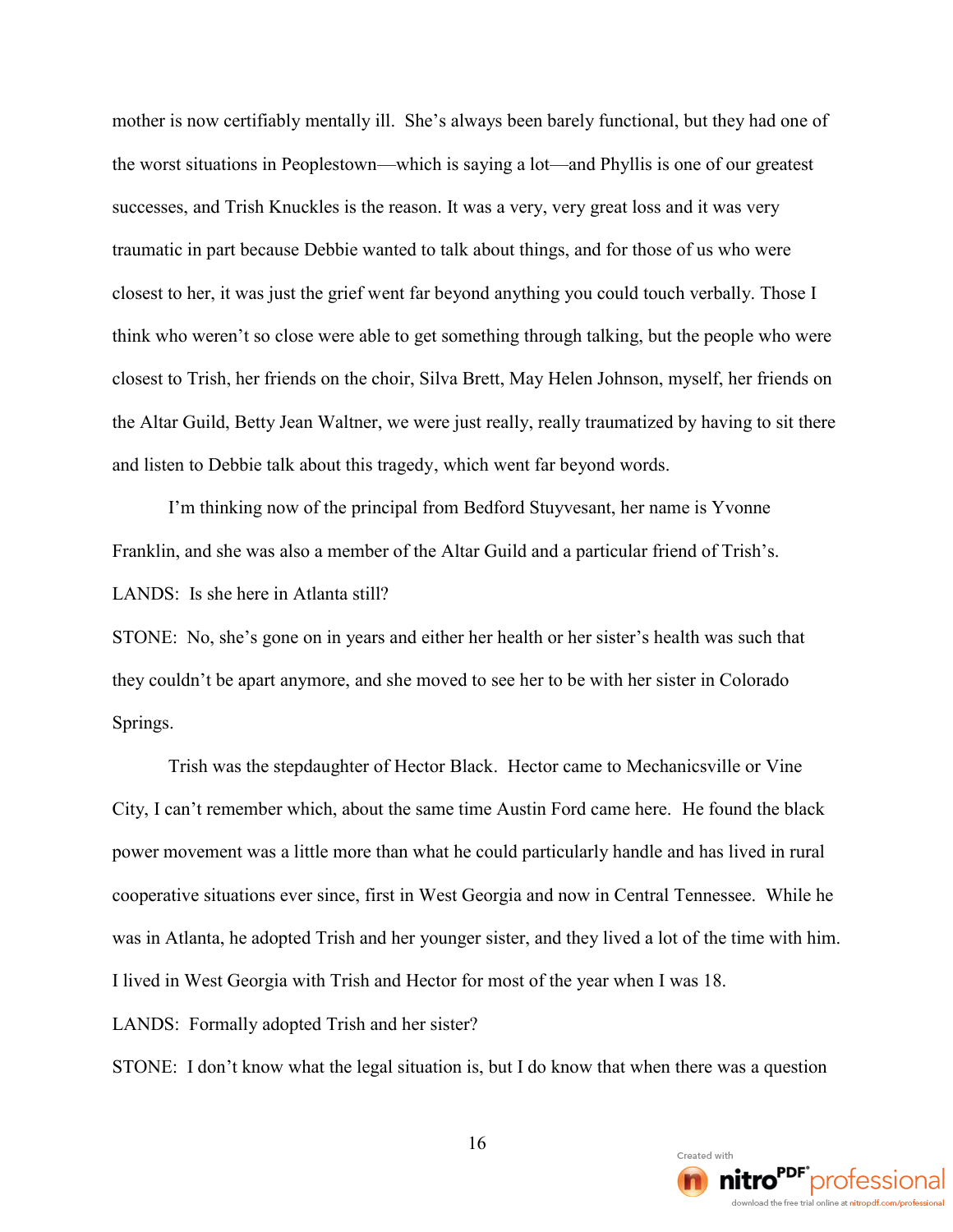mother is now certifiably mentally ill. She's always been barely functional, but they had one of the worst situations in Peoplestown—which is saying a lot—and Phyllis is one of our greatest successes, and Trish Knuckles is the reason. It was a very, very great loss and it was very traumatic in part because Debbie wanted to talk about things, and for those of us who were closest to her, it was just the grief went far beyond anything you could touch verbally. Those I think who weren't so close were able to get something through talking, but the people who were closest to Trish, her friends on the choir, Silva Brett, May Helen Johnson, myself, her friends on the Altar Guild, Betty Jean Waltner, we were just really, really traumatized by having to sit there and listen to Debbie talk about this tragedy, which went far beyond words.

I'm thinking now of the principal from Bedford Stuyvesant, her name is Yvonne Franklin, and she was also a member of the Altar Guild and a particular friend of Trish's.

LANDS: Is she here in Atlanta still?

STONE: No, she's gone on in years and either her health or her sister's health was such that they couldn't be apart anymore, and she moved to see her to be with her sister in Colorado Springs.

Trish was the stepdaughter of Hector Black. Hector came to Mechanicsville or Vine City, I can't remember which, about the same time Austin Ford came here. He found the black power movement was a little more than what he could particularly handle and has lived in rural cooperative situations ever since, first in West Georgia and now in Central Tennessee. While he was in Atlanta, he adopted Trish and her younger sister, and they lived a lot of the time with him. I lived in West Georgia with Trish and Hector for most of the year when I was 18.

LANDS: Formally adopted Trish and her sister?

STONE: I don't know what the legal situation is, but I do know that when there was a question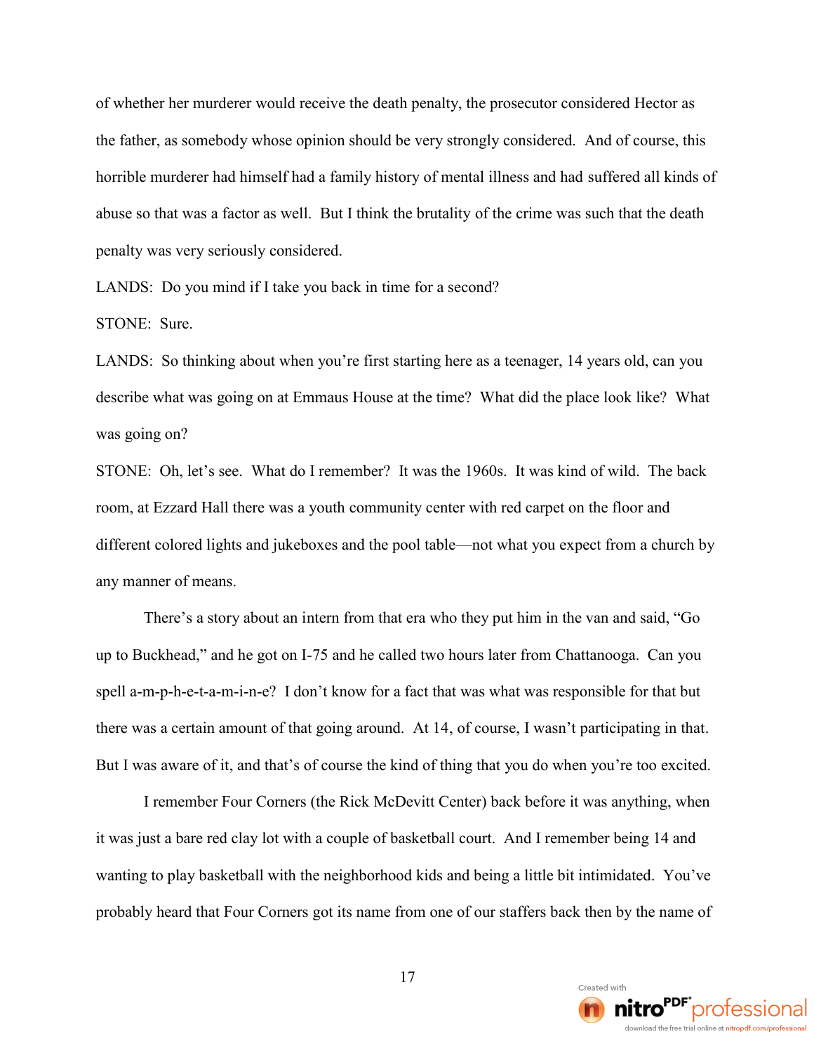of whether her murderer would receive the death penalty, the prosecutor considered Hector as the father, as somebody whose opinion should be very strongly considered. And of course, this horrible murderer had himself had a family history of mental illness and had suffered all kinds of abuse so that was a factor as well. But I think the brutality of the crime was such that the death penalty was very seriously considered.

LANDS: Do you mind if I take you back in time for a second?

STONE: Sure.

LANDS: So thinking about when you're first starting here as a teenager, 14 years old, can you describe what was going on at Emmaus House at the time? What did the place look like? What was going on?

STONE: Oh, let's see. What do I remember? It was the 1960s. It was kind of wild. The back room, at Ezzard Hall there was a youth community center with red carpet on the floor and different colored lights and jukeboxes and the pool table—not what you expect from a church by any manner of means.

There's a story about an intern from that era who they put him in the van and said, "Go up to Buckhead," and he got on I-75 and he called two hours later from Chattanooga. Can you spell a-m-p-h-e-t-a-m-i-n-e? I don't know for a fact that was what was responsible for that but there was a certain amount of that going around. At 14, of course, I wasn't participating in that. But I was aware of it, and that's of course the kind of thing that you do when you're too excited.

I remember Four Corners (the Rick McDevitt Center) back before it was anything, when it was just a bare red clay lot with a couple of basketball court. And I remember being 14 and wanting to play basketball with the neighborhood kids and being a little bit intimidated. You've probably heard that Four Corners got its name from one of our staffers back then by the name of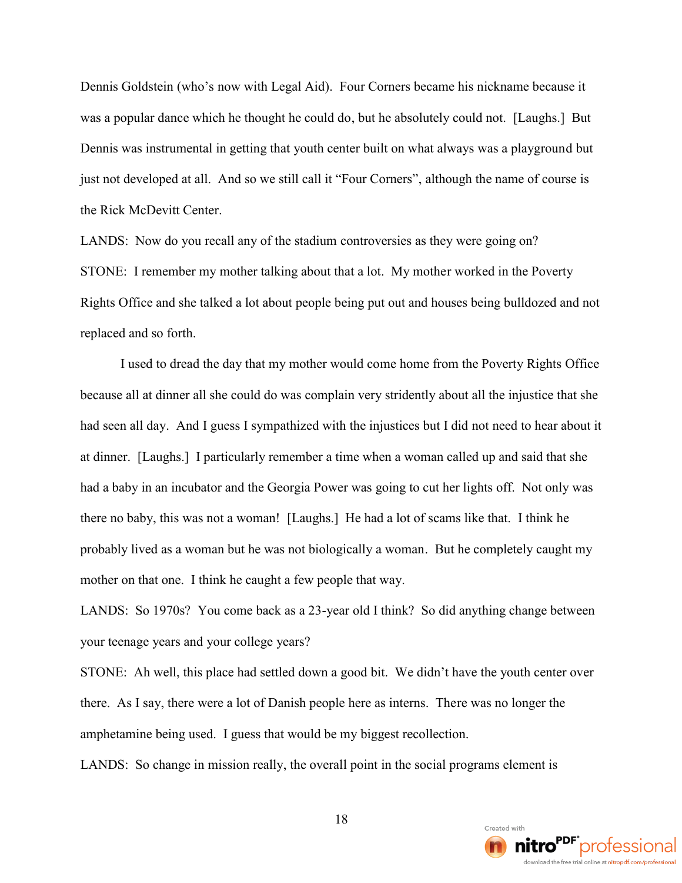Dennis Goldstein (who's now with Legal Aid). Four Corners became his nickname because it was a popular dance which he thought he could do, but he absolutely could not. [Laughs.] But Dennis was instrumental in getting that youth center built on what always was a playground but just not developed at all. And so we still call it "Four Corners", although the name of course is the Rick McDevitt Center.

LANDS: Now do you recall any of the stadium controversies as they were going on?

STONE: I remember my mother talking about that a lot. My mother worked in the Poverty Rights Office and she talked a lot about people being put out and houses being bulldozed and not replaced and so forth.

I used to dread the day that my mother would come home from the Poverty Rights Office because all at dinner all she could do was complain very stridently about all the injustice that she had seen all day. And I guess I sympathized with the injustices but I did not need to hear about it at dinner. [Laughs.] I particularly remember a time when a woman called up and said that she had a baby in an incubator and the Georgia Power was going to cut her lights off. Not only was there no baby, this was not a woman! [Laughs.] He had a lot of scams like that. I think he probably lived as a woman but he was not biologically a woman. But he completely caught my mother on that one. I think he caught a few people that way.

LANDS: So 1970s? You come back as a 23-year old I think? So did anything change between your teenage years and your college years?

STONE: Ah well, this place had settled down a good bit. We didn't have the youth center over there. As I say, there were a lot of Danish people here as interns. There was no longer the amphetamine being used. I guess that would be my biggest recollection.

LANDS: So change in mission really, the overall point in the social programs element is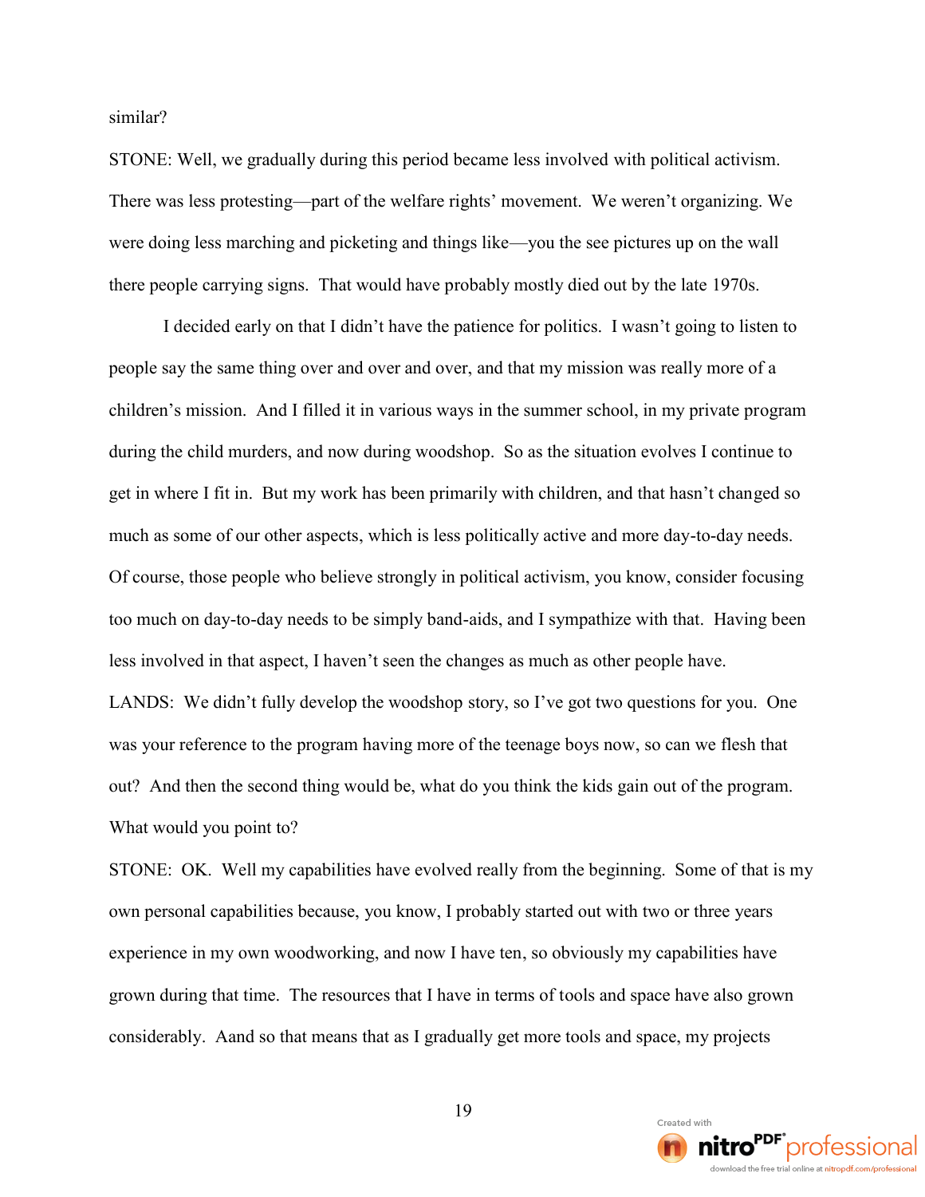similar?

STONE: Well, we gradually during this period became less involved with political activism. There was less protesting—part of the welfare rights' movement. We weren't organizing. We were doing less marching and picketing and things like—you the see pictures up on the wall there people carrying signs. That would have probably mostly died out by the late 1970s.

I decided early on that I didn't have the patience for politics. I wasn't going to listen to people say the same thing over and over and over, and that my mission was really more of a children's mission. And I filled it in various ways in the summer school, in my private program during the child murders, and now during woodshop. So as the situation evolves I continue to get in where I fit in. But my work has been primarily with children, and that hasn't changed so much as some of our other aspects, which is less politically active and more day-to-day needs. Of course, those people who believe strongly in political activism, you know, consider focusing too much on day-to-day needs to be simply band-aids, and I sympathize with that. Having been less involved in that aspect, I haven't seen the changes as much as other people have.

LANDS: We didn't fully develop the woodshop story, so I've got two questions for you. One was your reference to the program having more of the teenage boys now, so can we flesh that out? And then the second thing would be, what do you think the kids gain out of the program. What would you point to?

STONE: OK. Well my capabilities have evolved really from the beginning. Some of that is my own personal capabilities because, you know, I probably started out with two or three years experience in my own woodworking, and now I have ten, so obviously my capabilities have grown during that time. The resources that I have in terms of tools and space have also grown considerably. Aand so that means that as I gradually get more tools and space, my projects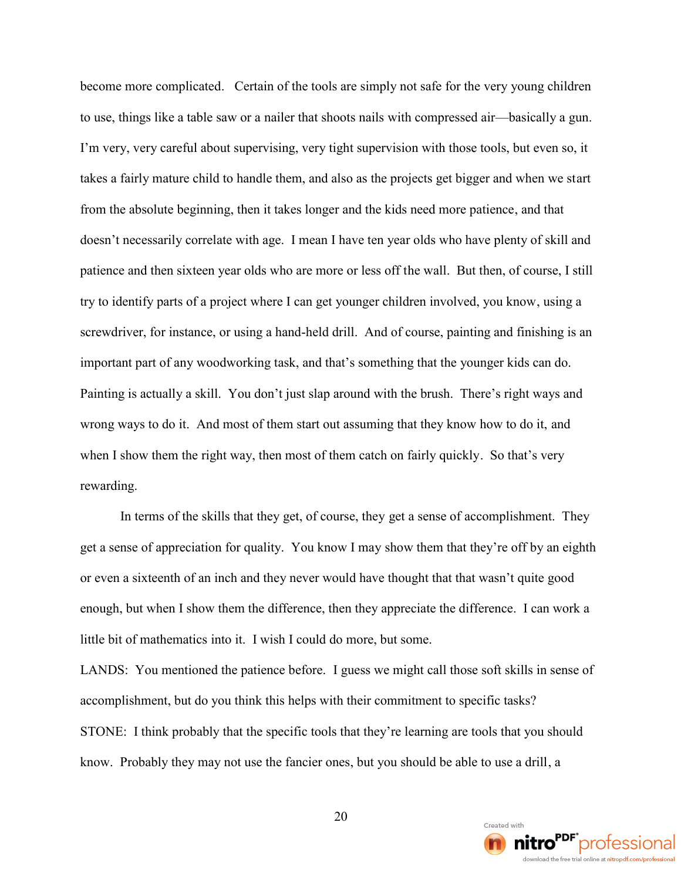become more complicated. Certain of the tools are simply not safe for the very young children to use, things like a table saw or a nailer that shoots nails with compressed air—basically a gun. I'm very, very careful about supervising, very tight supervision with those tools, but even so, it takes a fairly mature child to handle them, and also as the projects get bigger and when we start from the absolute beginning, then it takes longer and the kids need more patience, and that doesn't necessarily correlate with age. I mean I have ten year olds who have plenty of skill and patience and then sixteen year olds who are more or less off the wall. But then, of course, I still try to identify parts of a project where I can get younger children involved, you know, using a screwdriver, for instance, or using a hand-held drill. And of course, painting and finishing is an important part of any woodworking task, and that's something that the younger kids can do. Painting is actually a skill. You don't just slap around with the brush. There's right ways and wrong ways to do it. And most of them start out assuming that they know how to do it, and when I show them the right way, then most of them catch on fairly quickly. So that's very rewarding.

In terms of the skills that they get, of course, they get a sense of accomplishment. They get a sense of appreciation for quality. You know I may show them that they're off by an eighth or even a sixteenth of an inch and they never would have thought that that wasn't quite good enough, but when I show them the difference, then they appreciate the difference. I can work a little bit of mathematics into it. I wish I could do more, but some.

LANDS: You mentioned the patience before. I guess we might call those soft skills in sense of accomplishment, but do you think this helps with their commitment to specific tasks?

STONE: I think probably that the specific tools that they're learning are tools that you should know. Probably they may not use the fancier ones, but you should be able to use a drill, a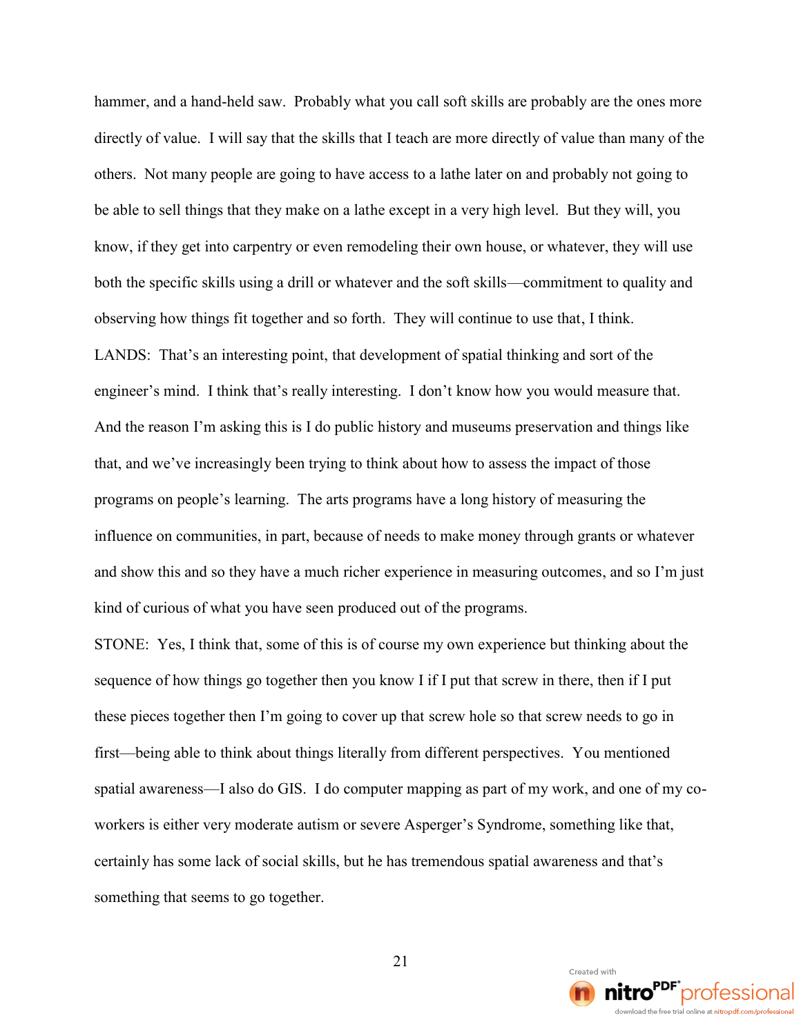hammer, and a hand-held saw. Probably what you call soft skills are probably are the ones more directly of value. I will say that the skills that I teach are more directly of value than many of the others. Not many people are going to have access to a lathe later on and probably not going to be able to sell things that they make on a lathe except in a very high level. But they will, you know, if they get into carpentry or even remodeling their own house, or whatever, they will use both the specific skills using a drill or whatever and the soft skills—commitment to quality and observing how things fit together and so forth. They will continue to use that, I think.

LANDS: That's an interesting point, that development of spatial thinking and sort of the engineer's mind. I think that's really interesting. I don't know how you would measure that. And the reason I'm asking this is I do public history and museums preservation and things like that, and we've increasingly been trying to think about how to assess the impact of those programs on people's learning. The arts programs have a long history of measuring the influence on communities, in part, because of needs to make money through grants or whatever and show this and so they have a much richer experience in measuring outcomes, and so I'm just kind of curious of what you have seen produced out of the programs.

STONE: Yes, I think that, some of this is of course my own experience but thinking about the sequence of how things go together then you know I if I put that screw in there, then if I put these pieces together then I'm going to cover up that screw hole so that screw needs to go in first—being able to think about things literally from different perspectives. You mentioned spatial awareness—I also do GIS. I do computer mapping as part of my work, and one of my co-workers is either very moderate autism or severe Asperger's Syndrome, something like that, certainly has some lack of social skills, but he has tremendous spatial awareness and that's something that seems to go together.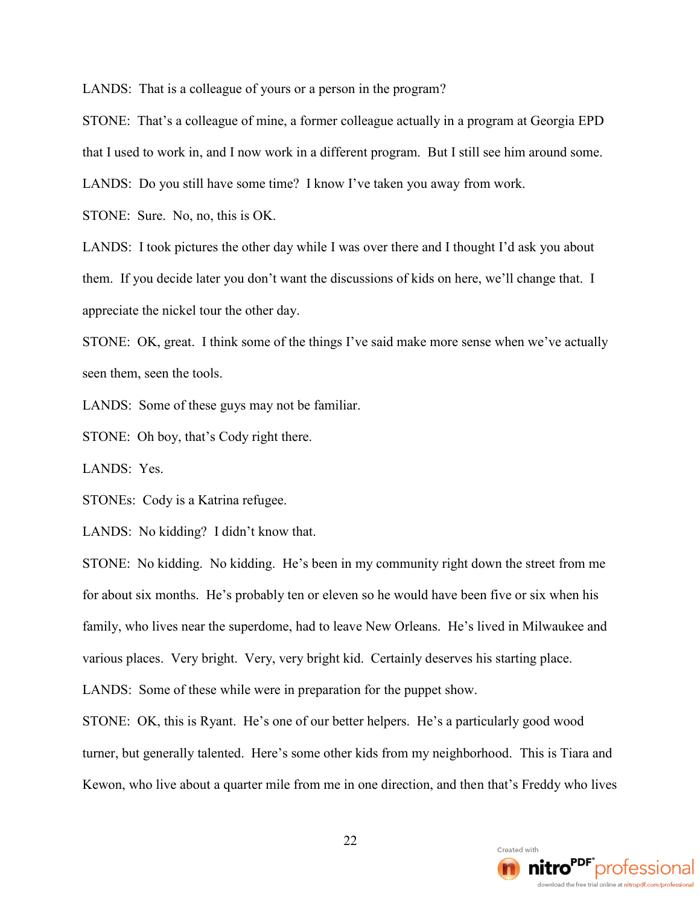LANDS: That is a colleague of yours or a person in the program?

STONE: That's a colleague of mine, a former colleague actually in a program at Georgia EPD that I used to work in, and I now work in a different program. But I still see him around some.

LANDS: Do you still have some time? I know I've taken you away from work.

STONE: Sure. No, no, this is OK.

LANDS: I took pictures the other day while I was over there and I thought I'd ask you about them. If you decide later you don't want the discussions of kids on here, we'll change that. I appreciate the nickel tour the other day.

STONE: OK, great. I think some of the things I've said make more sense when we've actually seen them, seen the tools.

LANDS: Some of these guys may not be familiar.

STONE: Oh boy, that's Cody right there.

LANDS: Yes.

STONEs: Cody is a Katrina refugee.

LANDS: No kidding? I didn't know that.

STONE: No kidding. No kidding. He's been in my community right down the street from me for about six months. He's probably ten or eleven so he would have been five or six when his family, who lives near the superdome, had to leave New Orleans. He's lived in Milwaukee and various places. Very bright. Very, very bright kid. Certainly deserves his starting place.

LANDS: Some of these while were in preparation for the puppet show.

STONE: OK, this is Ryant. He's one of our better helpers. He's a particularly good wood turner, but generally talented. Here's some other kids from my neighborhood. This is Tiara and Kewon, who live about a quarter mile from me in one direction, and then that's Freddy who lives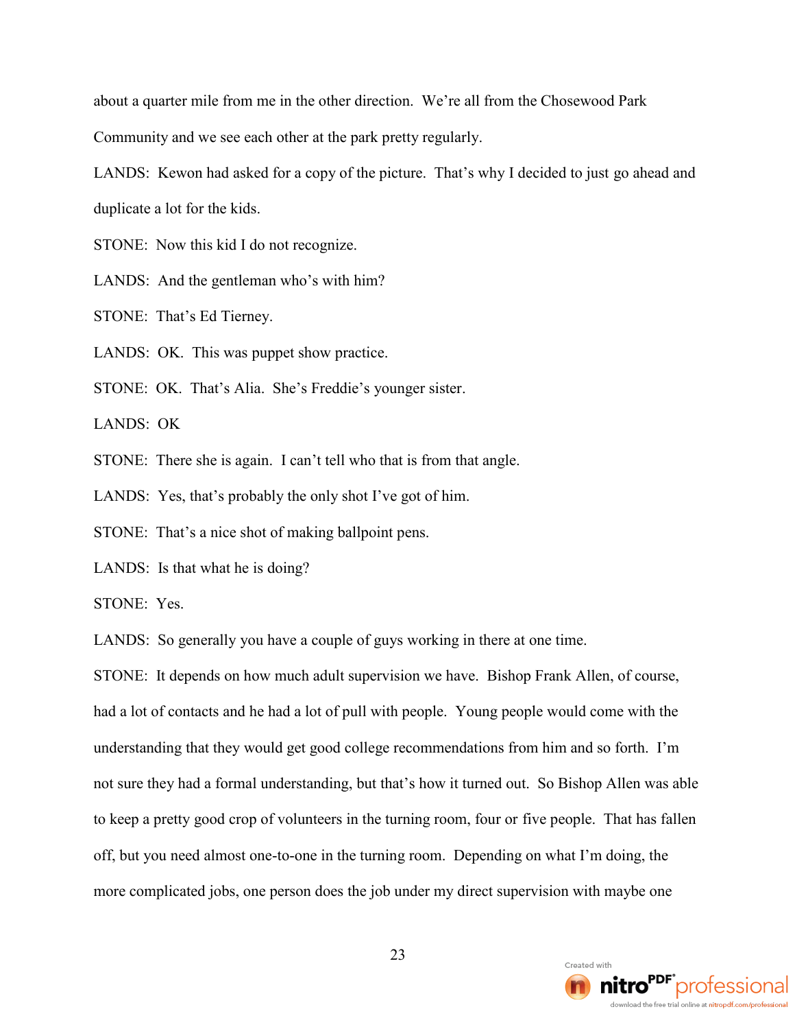about a quarter mile from me in the other direction. We're all from the Chosewood Park Community and we see each other at the park pretty regularly.

LANDS: Kewon had asked for a copy of the picture. That's why I decided to just go ahead and duplicate a lot for the kids.

STONE: Now this kid I do not recognize.

LANDS: And the gentleman who's with him?

STONE: That's Ed Tierney.

LANDS: OK. This was puppet show practice.

STONE: OK. That's Alia. She's Freddie's younger sister.

LANDS: OK

STONE: There she is again. I can't tell who that is from that angle.

LANDS: Yes, that's probably the only shot I've got of him.

STONE: That's a nice shot of making ballpoint pens.

LANDS: Is that what he is doing?

STONE: Yes.

LANDS: So generally you have a couple of guys working in there at one time.

STONE: It depends on how much adult supervision we have. Bishop Frank Allen, of course, had a lot of contacts and he had a lot of pull with people. Young people would come with the understanding that they would get good college recommendations from him and so forth. I'm not sure they had a formal understanding, but that's how it turned out. So Bishop Allen was able to keep a pretty good crop of volunteers in the turning room, four or five people. That has fallen off, but you need almost one-to-one in the turning room. Depending on what I'm doing, the more complicated jobs, one person does the job under my direct supervision with maybe one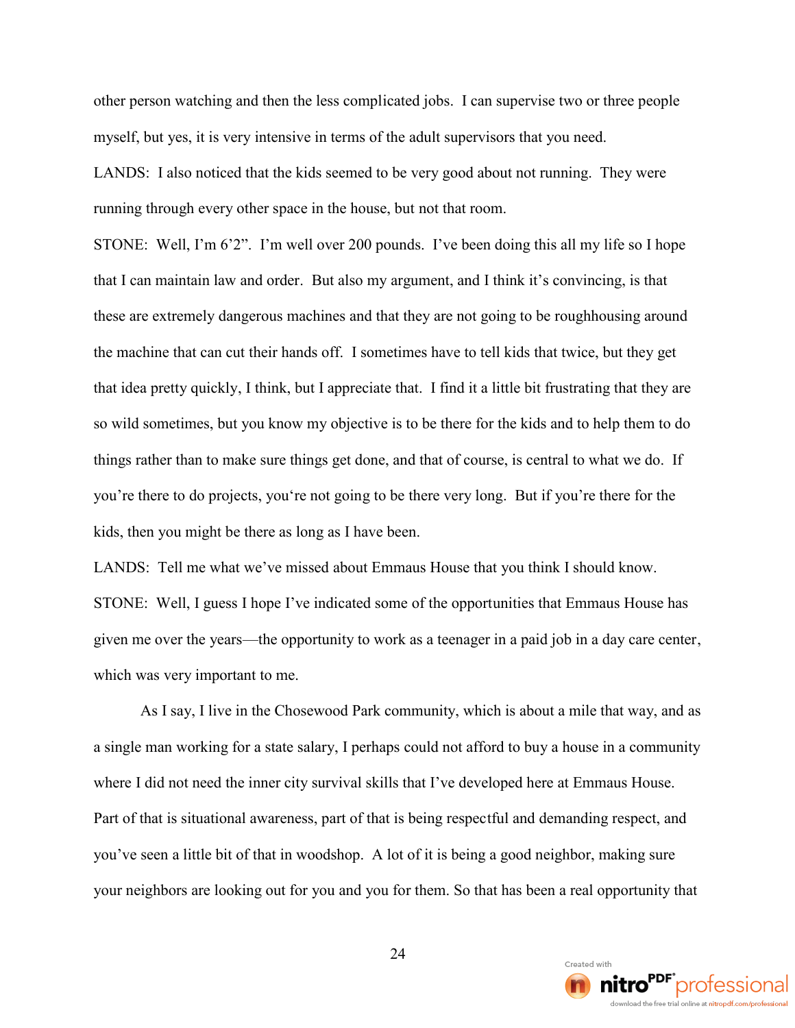other person watching and then the less complicated jobs. I can supervise two or three people myself, but yes, it is very intensive in terms of the adult supervisors that you need.

LANDS: I also noticed that the kids seemed to be very good about not running. They were running through every other space in the house, but not that room.

STONE: Well, I'm 6'2". I'm well over 200 pounds. I've been doing this all my life so I hope that I can maintain law and order. But also my argument, and I think it's convincing, is that these are extremely dangerous machines and that they are not going to be roughhousing around the machine that can cut their hands off. I sometimes have to tell kids that twice, but they get that idea pretty quickly, I think, but I appreciate that. I find it a little bit frustrating that they are so wild sometimes, but you know my objective is to be there for the kids and to help them to do things rather than to make sure things get done, and that of course, is central to what we do. If you're there to do projects, you're not going to be there very long. But if you're there for the kids, then you might be there as long as I have been.

LANDS: Tell me what we've missed about Emmaus House that you think I should know.

STONE: Well, I guess I hope I've indicated some of the opportunities that Emmaus House has given me over the years—the opportunity to work as a teenager in a paid job in a day care center, which was very important to me.

As I say, I live in the Chosewood Park community, which is about a mile that way, and as a single man working for a state salary, I perhaps could not afford to buy a house in a community where I did not need the inner city survival skills that I've developed here at Emmaus House. Part of that is situational awareness, part of that is being respectful and demanding respect, and you've seen a little bit of that in woodshop. A lot of it is being a good neighbor, making sure your neighbors are looking out for you and you for them. So that has been a real opportunity that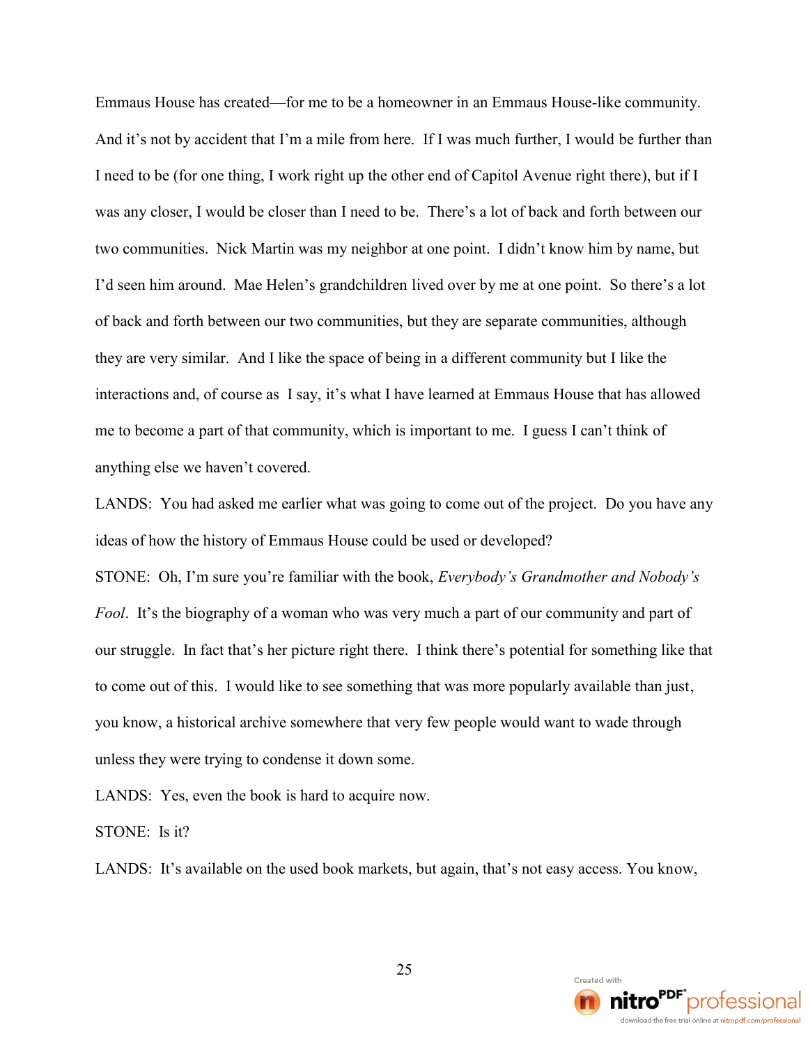Emmaus House has created—for me to be a homeowner in an Emmaus House-like community. And it's not by accident that I'm a mile from here. If I was much further, I would be further than I need to be (for one thing, I work right up the other end of Capitol Avenue right there), but if I was any closer, I would be closer than I need to be. There's a lot of back and forth between our two communities. Nick Martin was my neighbor at one point. I didn't know him by name, but I'd seen him around. Mae Helen's grandchildren lived over by me at one point. So there's a lot of back and forth between our two communities, but they are separate communities, although they are very similar. And I like the space of being in a different community but I like the interactions and, of course as I say, it's what I have learned at Emmaus House that has allowed me to become a part of that community, which is important to me. I guess I can't think of anything else we haven't covered.

LANDS: You had asked me earlier what was going to come out of the project. Do you have any ideas of how the history of Emmaus House could be used or developed?

STONE: Oh, I'm sure you're familiar with the book, *Everybody's Grandmother and Nobody's Fool*. It's the biography of a woman who was very much a part of our community and part of our struggle. In fact that's her picture right there. I think there's potential for something like that to come out of this. I would like to see something that was more popularly available than just, you know, a historical archive somewhere that very few people would want to wade through unless they were trying to condense it down some.

LANDS: Yes, even the book is hard to acquire now.

STONE: Is it?

LANDS: It's available on the used book markets, but again, that's not easy access. You know,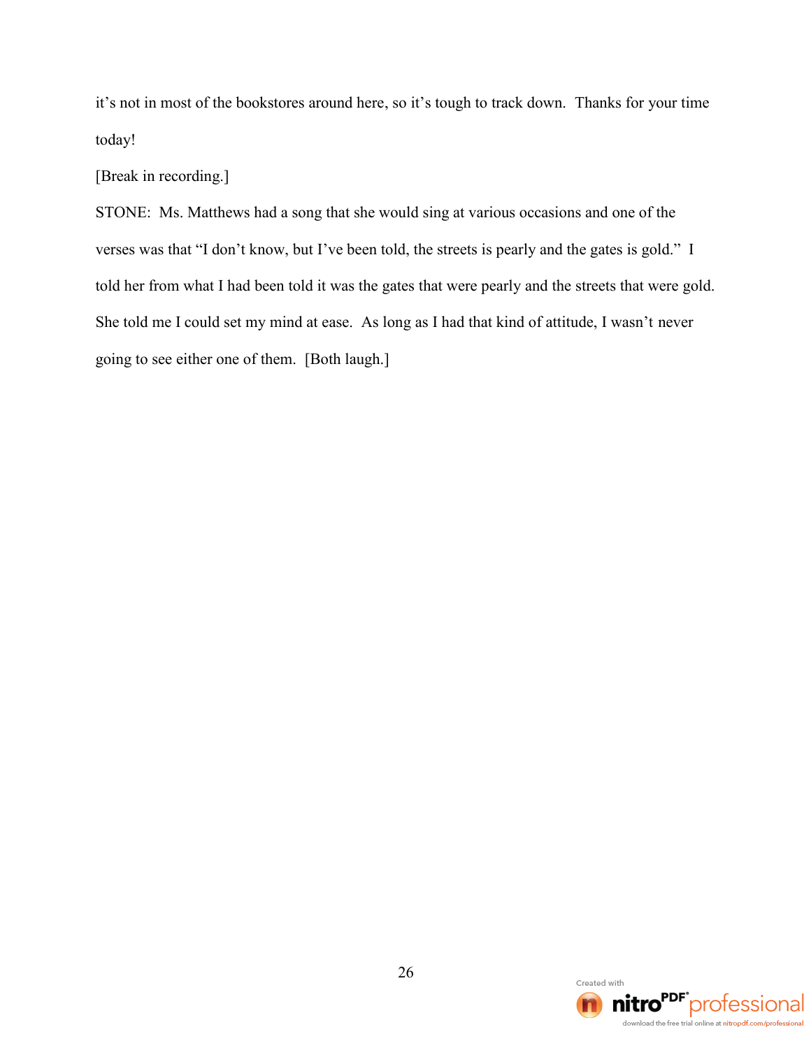it's not in most of the bookstores around here, so it's tough to track down. Thanks for your time today!

[Break in recording.]

STONE: Ms. Matthews had a song that she would sing at various occasions and one of the verses was that "I don't know, but I've been told, the streets is pearly and the gates is gold." I told her from what I had been told it was the gates that were pearly and the streets that were gold. She told me I could set my mind at ease. As long as I had that kind of attitude, I wasn't never going to see either one of them. [Both laugh.]